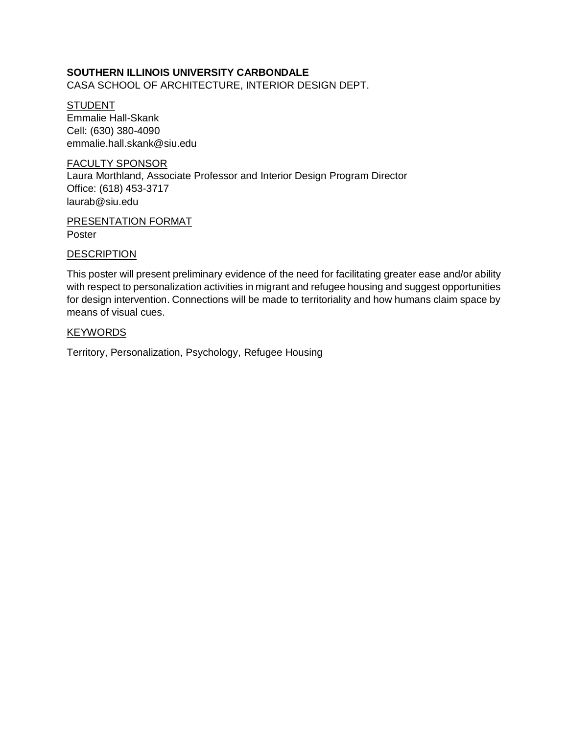**SOUTHERN ILLINOIS UNIVERSITY CARBONDALE**
CASA SCHOOL OF ARCHITECTURE, INTERIOR DESIGN DEPT.

<u>STUDENT</u>
Emmalie Hall-Skank
Cell: (630) 380-4090
emmalie.hall.skank@siu.edu

<u>FACULTY SPONSOR</u>
Laura Morthland, Associate Professor and Interior Design Program Director
Office: (618) 453-3717
laurab@siu.edu

<u>PRESENTATION FORMAT</u>
Poster

<u>DESCRIPTION</u>

This poster will present preliminary evidence of the need for facilitating greater ease and/or ability with respect to personalization activities in migrant and refugee housing and suggest opportunities for design intervention. Connections will be made to territoriality and how humans claim space by means of visual cues.

<u>KEYWORDS</u>

Territory, Personalization, Psychology, Refugee Housing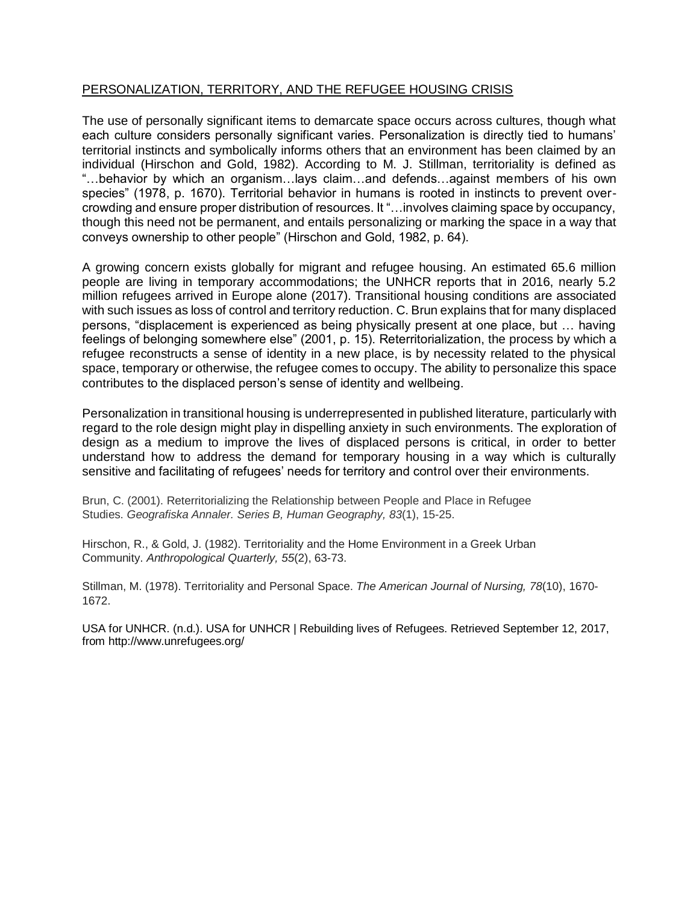<u>PERSONALIZATION, TERRITORY, AND THE REFUGEE HOUSING CRISIS</u>

The use of personally significant items to demarcate space occurs across cultures, though what each culture considers personally significant varies. Personalization is directly tied to humans' territorial instincts and symbolically informs others that an environment has been claimed by an individual (Hirschon and Gold, 1982). According to M. J. Stillman, territoriality is defined as "…behavior by which an organism…lays claim…and defends…against members of his own species" (1978, p. 1670). Territorial behavior in humans is rooted in instincts to prevent over-crowding and ensure proper distribution of resources. It "…involves claiming space by occupancy, though this need not be permanent, and entails personalizing or marking the space in a way that conveys ownership to other people" (Hirschon and Gold, 1982, p. 64).

A growing concern exists globally for migrant and refugee housing. An estimated 65.6 million people are living in temporary accommodations; the UNHCR reports that in 2016, nearly 5.2 million refugees arrived in Europe alone (2017). Transitional housing conditions are associated with such issues as loss of control and territory reduction. C. Brun explains that for many displaced persons, "displacement is experienced as being physically present at one place, but … having feelings of belonging somewhere else" (2001, p. 15). Reterritorialization, the process by which a refugee reconstructs a sense of identity in a new place, is by necessity related to the physical space, temporary or otherwise, the refugee comes to occupy. The ability to personalize this space contributes to the displaced person's sense of identity and wellbeing.

Personalization in transitional housing is underrepresented in published literature, particularly with regard to the role design might play in dispelling anxiety in such environments. The exploration of design as a medium to improve the lives of displaced persons is critical, in order to better understand how to address the demand for temporary housing in a way which is culturally sensitive and facilitating of refugees' needs for territory and control over their environments.

Brun, C. (2001). Reterritorializing the Relationship between People and Place in Refugee Studies. *Geografiska Annaler. Series B, Human Geography, 83*(1), 15-25.

Hirschon, R., & Gold, J. (1982). Territoriality and the Home Environment in a Greek Urban Community. *Anthropological Quarterly, 55*(2), 63-73.

Stillman, M. (1978). Territoriality and Personal Space. *The American Journal of Nursing, 78*(10), 1670-1672.

USA for UNHCR. (n.d.). USA for UNHCR | Rebuilding lives of Refugees. Retrieved September 12, 2017, from http://www.unrefugees.org/